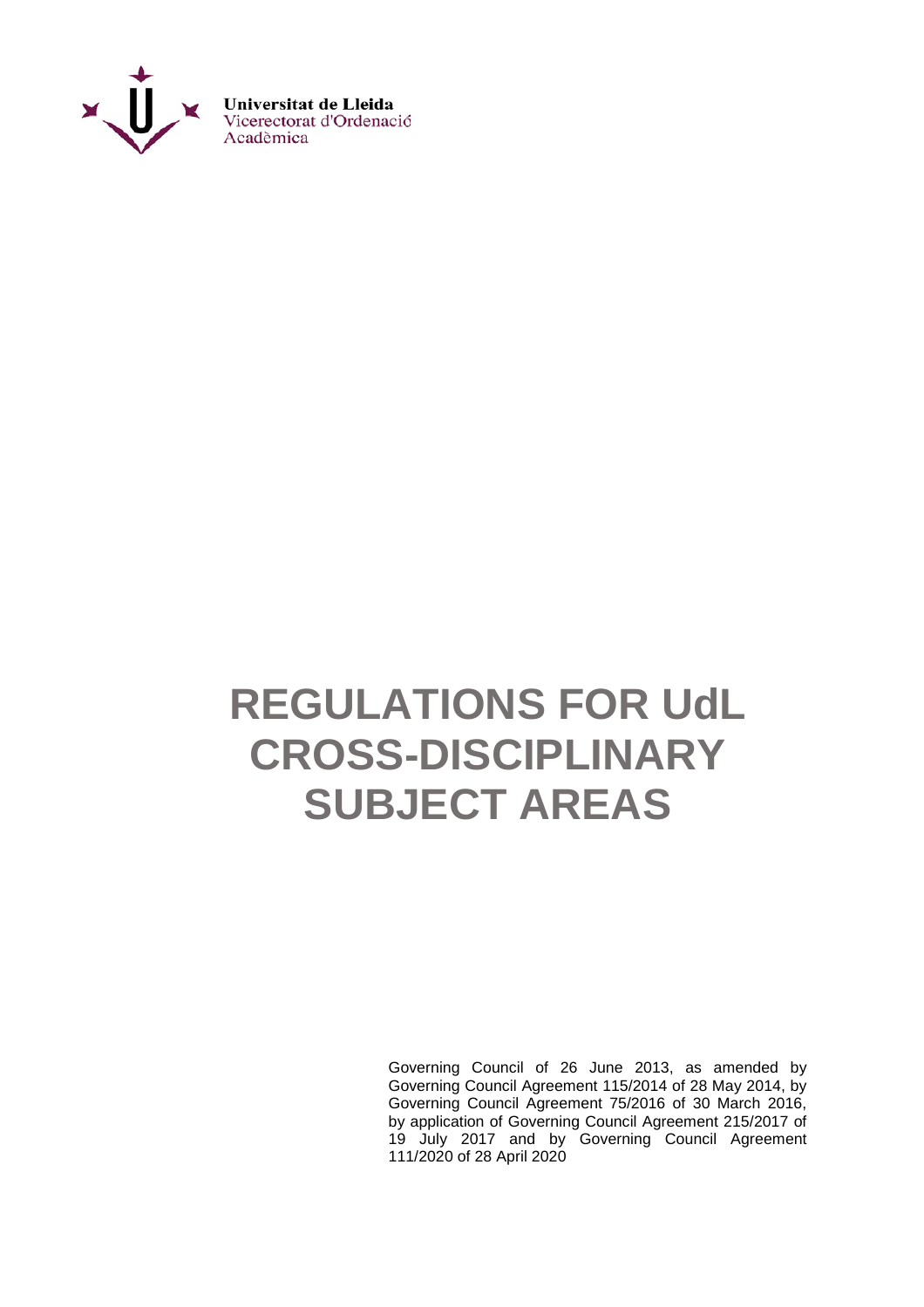Universitat de Lleida
Vicerectorat d'Ordenació Acadèmica

# REGULATIONS FOR UdL CROSS-DISCIPLINARY SUBJECT AREAS

Governing Council of 26 June 2013, as amended by Governing Council Agreement 115/2014 of 28 May 2014, by Governing Council Agreement 75/2016 of 30 March 2016, by application of Governing Council Agreement 215/2017 of 19 July 2017 and by Governing Council Agreement 111/2020 of 28 April 2020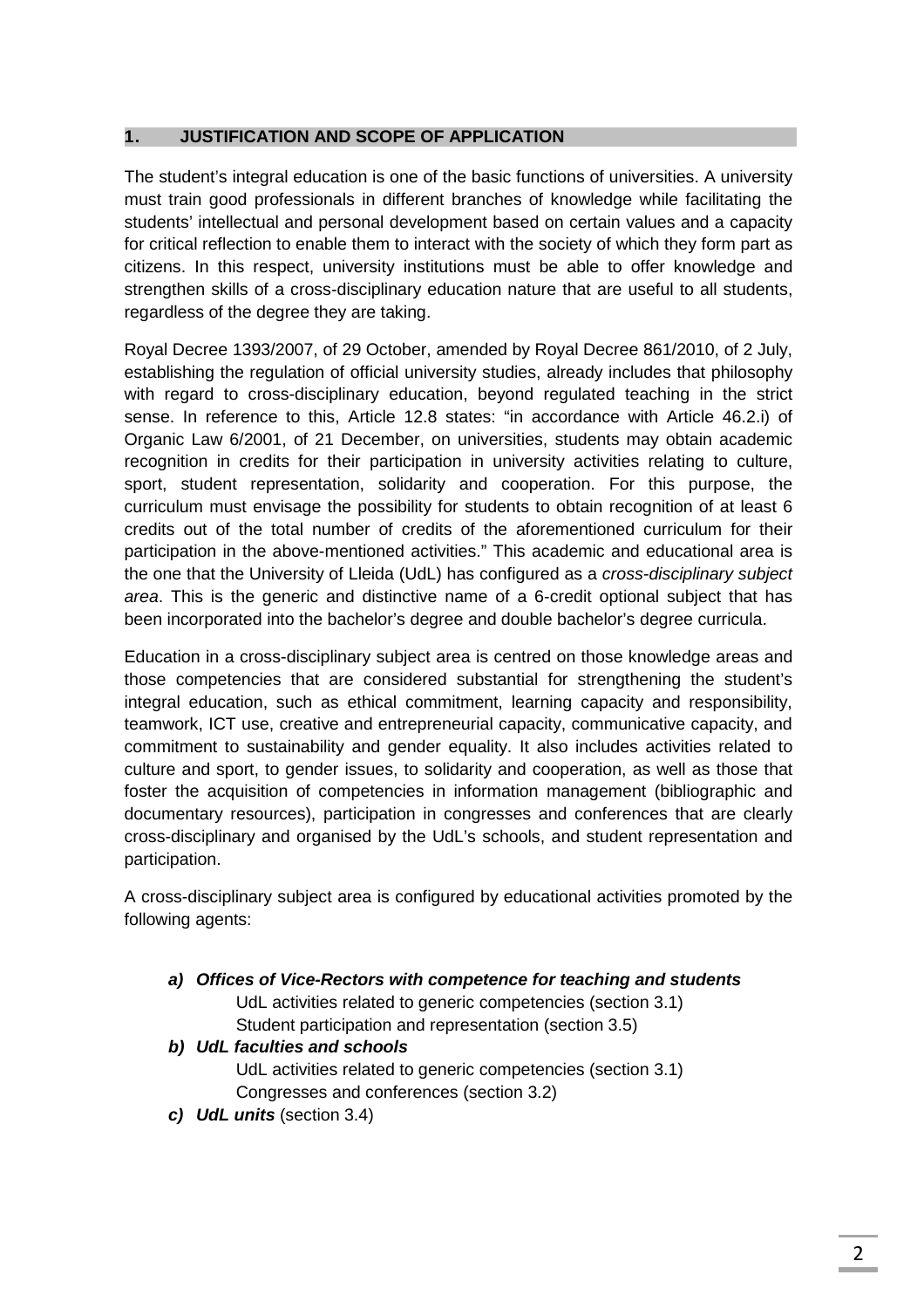## 1. JUSTIFICATION AND SCOPE OF APPLICATION

The student's integral education is one of the basic functions of universities. A university must train good professionals in different branches of knowledge while facilitating the students' intellectual and personal development based on certain values and a capacity for critical reflection to enable them to interact with the society of which they form part as citizens. In this respect, university institutions must be able to offer knowledge and strengthen skills of a cross-disciplinary education nature that are useful to all students, regardless of the degree they are taking.

Royal Decree 1393/2007, of 29 October, amended by Royal Decree 861/2010, of 2 July, establishing the regulation of official university studies, already includes that philosophy with regard to cross-disciplinary education, beyond regulated teaching in the strict sense. In reference to this, Article 12.8 states: "in accordance with Article 46.2.i) of Organic Law 6/2001, of 21 December, on universities, students may obtain academic recognition in credits for their participation in university activities relating to culture, sport, student representation, solidarity and cooperation. For this purpose, the curriculum must envisage the possibility for students to obtain recognition of at least 6 credits out of the total number of credits of the aforementioned curriculum for their participation in the above-mentioned activities." This academic and educational area is the one that the University of Lleida (UdL) has configured as a *cross-disciplinary subject area*. This is the generic and distinctive name of a 6-credit optional subject that has been incorporated into the bachelor's degree and double bachelor's degree curricula.

Education in a cross-disciplinary subject area is centred on those knowledge areas and those competencies that are considered substantial for strengthening the student's integral education, such as ethical commitment, learning capacity and responsibility, teamwork, ICT use, creative and entrepreneurial capacity, communicative capacity, and commitment to sustainability and gender equality. It also includes activities related to culture and sport, to gender issues, to solidarity and cooperation, as well as those that foster the acquisition of competencies in information management (bibliographic and documentary resources), participation in congresses and conferences that are clearly cross-disciplinary and organised by the UdL's schools, and student representation and participation.

A cross-disciplinary subject area is configured by educational activities promoted by the following agents:

a) ***Offices of Vice-Rectors with competence for teaching and students***
   UdL activities related to generic competencies (section 3.1)
   Student participation and representation (section 3.5)

b) ***UdL faculties and schools***
   UdL activities related to generic competencies (section 3.1)
   Congresses and conferences (section 3.2)

c) ***UdL units*** (section 3.4)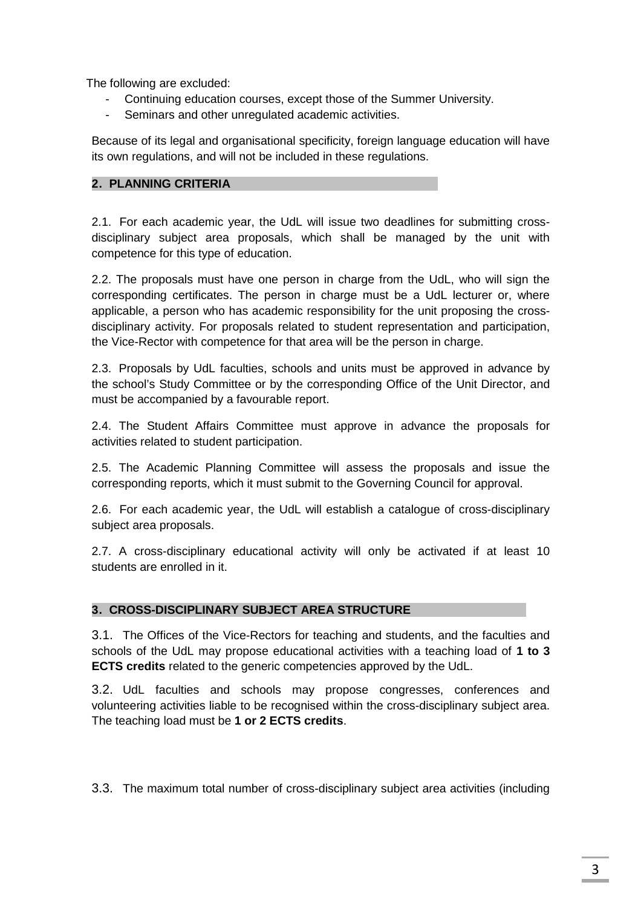The following are excluded:

- Continuing education courses, except those of the Summer University.
- Seminars and other unregulated academic activities.

Because of its legal and organisational specificity, foreign language education will have its own regulations, and will not be included in these regulations.

## 2. PLANNING CRITERIA

2.1. For each academic year, the UdL will issue two deadlines for submitting cross-disciplinary subject area proposals, which shall be managed by the unit with competence for this type of education.

2.2. The proposals must have one person in charge from the UdL, who will sign the corresponding certificates. The person in charge must be a UdL lecturer or, where applicable, a person who has academic responsibility for the unit proposing the cross-disciplinary activity. For proposals related to student representation and participation, the Vice-Rector with competence for that area will be the person in charge.

2.3. Proposals by UdL faculties, schools and units must be approved in advance by the school's Study Committee or by the corresponding Office of the Unit Director, and must be accompanied by a favourable report.

2.4. The Student Affairs Committee must approve in advance the proposals for activities related to student participation.

2.5. The Academic Planning Committee will assess the proposals and issue the corresponding reports, which it must submit to the Governing Council for approval.

2.6. For each academic year, the UdL will establish a catalogue of cross-disciplinary subject area proposals.

2.7. A cross-disciplinary educational activity will only be activated if at least 10 students are enrolled in it.

## 3. CROSS-DISCIPLINARY SUBJECT AREA STRUCTURE

3.1. The Offices of the Vice-Rectors for teaching and students, and the faculties and schools of the UdL may propose educational activities with a teaching load of **1 to 3 ECTS credits** related to the generic competencies approved by the UdL.

3.2. UdL faculties and schools may propose congresses, conferences and volunteering activities liable to be recognised within the cross-disciplinary subject area. The teaching load must be **1 or 2 ECTS credits**.

3.3. The maximum total number of cross-disciplinary subject area activities (including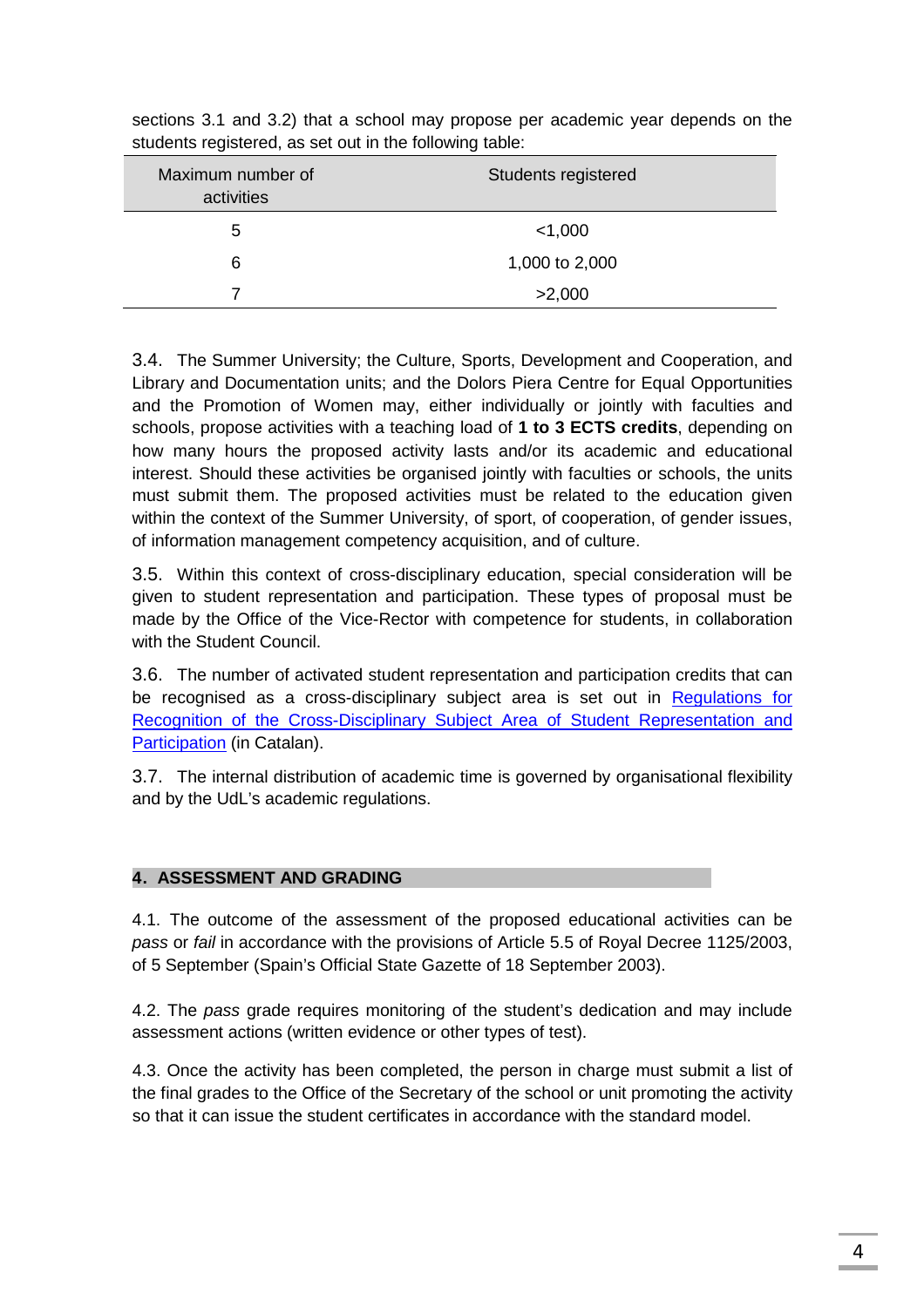sections 3.1 and 3.2) that a school may propose per academic year depends on the students registered, as set out in the following table:

| Maximum number of activities | Students registered |
| --- | --- |
| 5 | <1,000 |
| 6 | 1,000 to 2,000 |
| 7 | >2,000 |

3.4. The Summer University; the Culture, Sports, Development and Cooperation, and Library and Documentation units; and the Dolors Piera Centre for Equal Opportunities and the Promotion of Women may, either individually or jointly with faculties and schools, propose activities with a teaching load of **1 to 3 ECTS credits**, depending on how many hours the proposed activity lasts and/or its academic and educational interest. Should these activities be organised jointly with faculties or schools, the units must submit them. The proposed activities must be related to the education given within the context of the Summer University, of sport, of cooperation, of gender issues, of information management competency acquisition, and of culture.

3.5. Within this context of cross-disciplinary education, special consideration will be given to student representation and participation. These types of proposal must be made by the Office of the Vice-Rector with competence for students, in collaboration with the Student Council.

3.6. The number of activated student representation and participation credits that can be recognised as a cross-disciplinary subject area is set out in Regulations for Recognition of the Cross-Disciplinary Subject Area of Student Representation and Participation (in Catalan).

3.7. The internal distribution of academic time is governed by organisational flexibility and by the UdL's academic regulations.

## 4. ASSESSMENT AND GRADING

4.1. The outcome of the assessment of the proposed educational activities can be *pass* or *fail* in accordance with the provisions of Article 5.5 of Royal Decree 1125/2003, of 5 September (Spain's Official State Gazette of 18 September 2003).

4.2. The *pass* grade requires monitoring of the student's dedication and may include assessment actions (written evidence or other types of test).

4.3. Once the activity has been completed, the person in charge must submit a list of the final grades to the Office of the Secretary of the school or unit promoting the activity so that it can issue the student certificates in accordance with the standard model.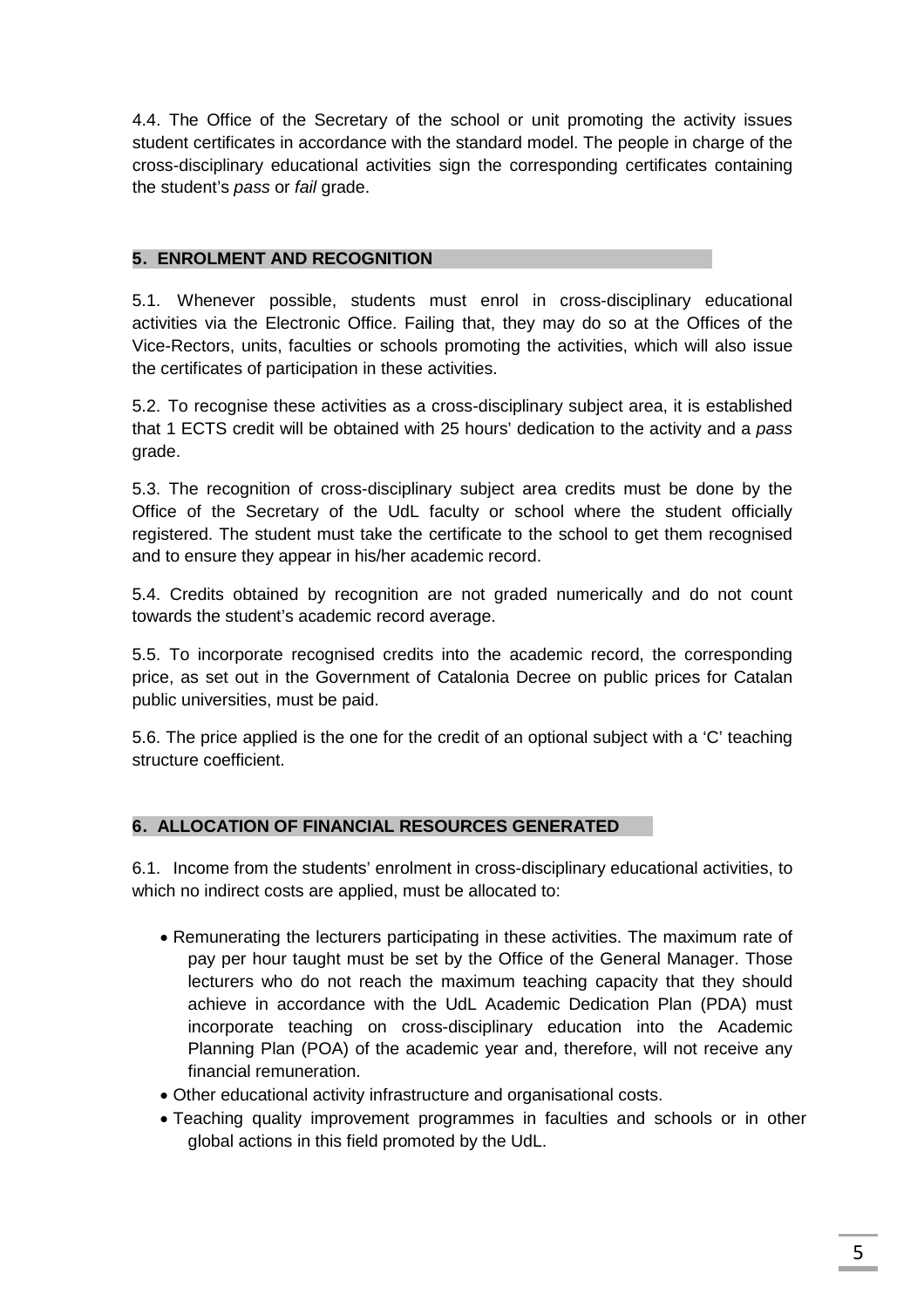4.4. The Office of the Secretary of the school or unit promoting the activity issues student certificates in accordance with the standard model. The people in charge of the cross-disciplinary educational activities sign the corresponding certificates containing the student's *pass* or *fail* grade.

## 5. ENROLMENT AND RECOGNITION

5.1. Whenever possible, students must enrol in cross-disciplinary educational activities via the Electronic Office. Failing that, they may do so at the Offices of the Vice-Rectors, units, faculties or schools promoting the activities, which will also issue the certificates of participation in these activities.

5.2. To recognise these activities as a cross-disciplinary subject area, it is established that 1 ECTS credit will be obtained with 25 hours' dedication to the activity and a *pass* grade.

5.3. The recognition of cross-disciplinary subject area credits must be done by the Office of the Secretary of the UdL faculty or school where the student officially registered. The student must take the certificate to the school to get them recognised and to ensure they appear in his/her academic record.

5.4. Credits obtained by recognition are not graded numerically and do not count towards the student's academic record average.

5.5. To incorporate recognised credits into the academic record, the corresponding price, as set out in the Government of Catalonia Decree on public prices for Catalan public universities, must be paid.

5.6. The price applied is the one for the credit of an optional subject with a 'C' teaching structure coefficient.

## 6. ALLOCATION OF FINANCIAL RESOURCES GENERATED

6.1. Income from the students' enrolment in cross-disciplinary educational activities, to which no indirect costs are applied, must be allocated to:

- Remunerating the lecturers participating in these activities. The maximum rate of pay per hour taught must be set by the Office of the General Manager. Those lecturers who do not reach the maximum teaching capacity that they should achieve in accordance with the UdL Academic Dedication Plan (PDA) must incorporate teaching on cross-disciplinary education into the Academic Planning Plan (POA) of the academic year and, therefore, will not receive any financial remuneration.
- Other educational activity infrastructure and organisational costs.
- Teaching quality improvement programmes in faculties and schools or in other global actions in this field promoted by the UdL.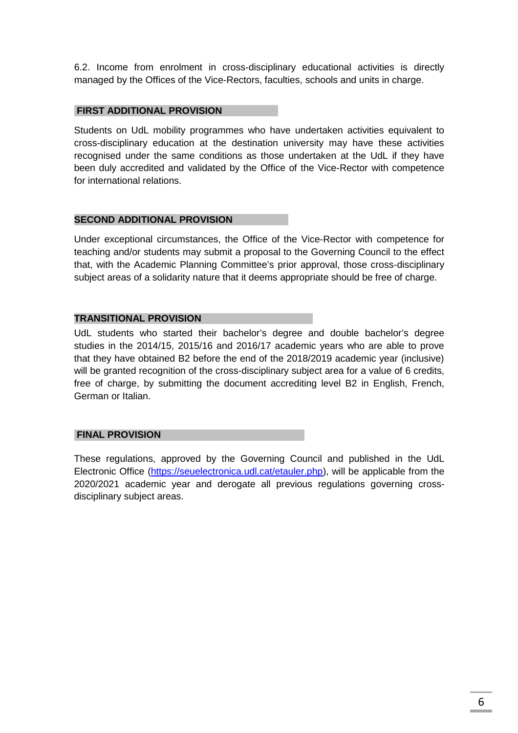6.2. Income from enrolment in cross-disciplinary educational activities is directly managed by the Offices of the Vice-Rectors, faculties, schools and units in charge.

## FIRST ADDITIONAL PROVISION

Students on UdL mobility programmes who have undertaken activities equivalent to cross-disciplinary education at the destination university may have these activities recognised under the same conditions as those undertaken at the UdL if they have been duly accredited and validated by the Office of the Vice-Rector with competence for international relations.

## SECOND ADDITIONAL PROVISION

Under exceptional circumstances, the Office of the Vice-Rector with competence for teaching and/or students may submit a proposal to the Governing Council to the effect that, with the Academic Planning Committee's prior approval, those cross-disciplinary subject areas of a solidarity nature that it deems appropriate should be free of charge.

## TRANSITIONAL PROVISION

UdL students who started their bachelor's degree and double bachelor's degree studies in the 2014/15, 2015/16 and 2016/17 academic years who are able to prove that they have obtained B2 before the end of the 2018/2019 academic year (inclusive) will be granted recognition of the cross-disciplinary subject area for a value of 6 credits, free of charge, by submitting the document accrediting level B2 in English, French, German or Italian.

## FINAL PROVISION

These regulations, approved by the Governing Council and published in the UdL Electronic Office (https://seuelectronica.udl.cat/etauler.php), will be applicable from the 2020/2021 academic year and derogate all previous regulations governing cross-disciplinary subject areas.